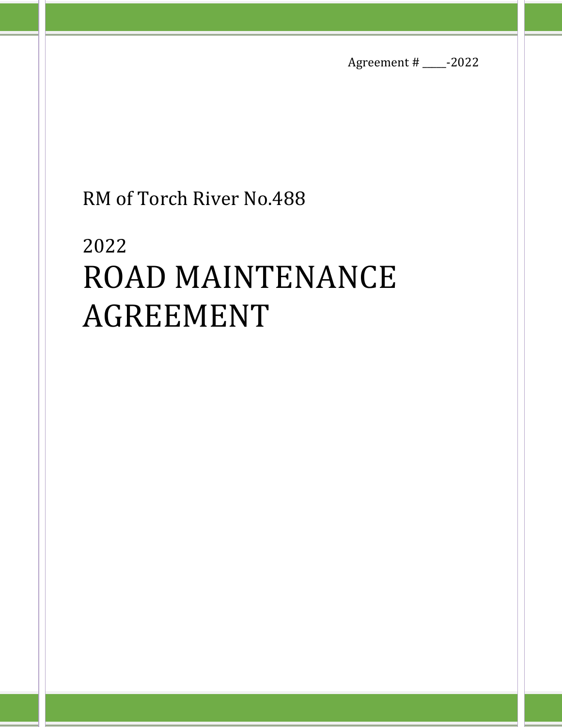Agreement # _____-2022

RM of Torch River No.488

# 2022
# ROAD MAINTENANCE AGREEMENT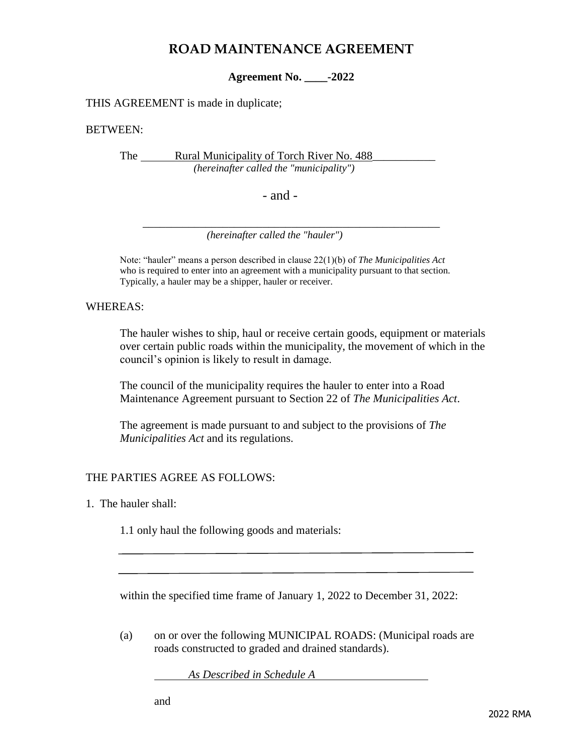# ROAD MAINTENANCE AGREEMENT

**Agreement No. ____-2022**

THIS AGREEMENT is made in duplicate;

BETWEEN:

The Rural Municipality of Torch River No. 488
*(hereinafter called the "municipality")*

- and -

______________________________________________
*(hereinafter called the "hauler")*

Note: "hauler" means a person described in clause 22(1)(b) of *The Municipalities Act* who is required to enter into an agreement with a municipality pursuant to that section. Typically, a hauler may be a shipper, hauler or receiver.

WHEREAS:

The hauler wishes to ship, haul or receive certain goods, equipment or materials over certain public roads within the municipality, the movement of which in the council's opinion is likely to result in damage.

The council of the municipality requires the hauler to enter into a Road Maintenance Agreement pursuant to Section 22 of *The Municipalities Act*.

The agreement is made pursuant to and subject to the provisions of *The Municipalities Act* and its regulations.

THE PARTIES AGREE AS FOLLOWS:

1. The hauler shall:

   1.1 only haul the following goods and materials:

   ______________________________________________

   ______________________________________________

   within the specified time frame of January 1, 2022 to December 31, 2022:

   (a) on or over the following MUNICIPAL ROADS: (Municipal roads are roads constructed to graded and drained standards).

   *As Described in Schedule A*

   and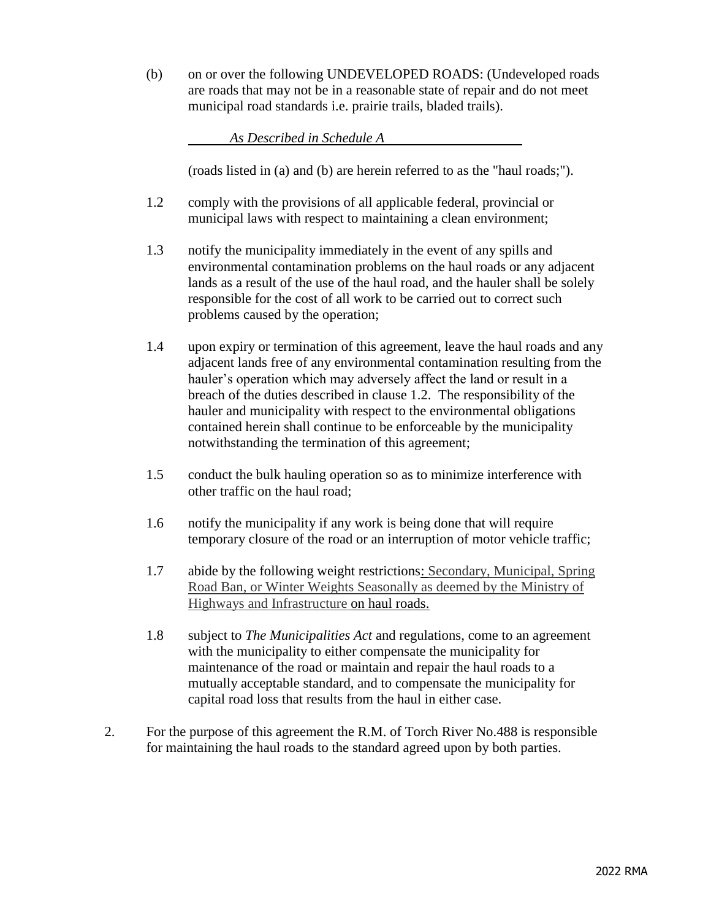(b) on or over the following UNDEVELOPED ROADS: (Undeveloped roads are roads that may not be in a reasonable state of repair and do not meet municipal road standards i.e. prairie trails, bladed trails).

*As Described in Schedule A*

(roads listed in (a) and (b) are herein referred to as the "haul roads;").

1.2 comply with the provisions of all applicable federal, provincial or municipal laws with respect to maintaining a clean environment;

1.3 notify the municipality immediately in the event of any spills and environmental contamination problems on the haul roads or any adjacent lands as a result of the use of the haul road, and the hauler shall be solely responsible for the cost of all work to be carried out to correct such problems caused by the operation;

1.4 upon expiry or termination of this agreement, leave the haul roads and any adjacent lands free of any environmental contamination resulting from the hauler's operation which may adversely affect the land or result in a breach of the duties described in clause 1.2. The responsibility of the hauler and municipality with respect to the environmental obligations contained herein shall continue to be enforceable by the municipality notwithstanding the termination of this agreement;

1.5 conduct the bulk hauling operation so as to minimize interference with other traffic on the haul road;

1.6 notify the municipality if any work is being done that will require temporary closure of the road or an interruption of motor vehicle traffic;

1.7 abide by the following weight restrictions: Secondary, Municipal, Spring Road Ban, or Winter Weights Seasonally as deemed by the Ministry of Highways and Infrastructure on haul roads.

1.8 subject to *The Municipalities Act* and regulations, come to an agreement with the municipality to either compensate the municipality for maintenance of the road or maintain and repair the haul roads to a mutually acceptable standard, and to compensate the municipality for capital road loss that results from the haul in either case.

2. For the purpose of this agreement the R.M. of Torch River No.488 is responsible for maintaining the haul roads to the standard agreed upon by both parties.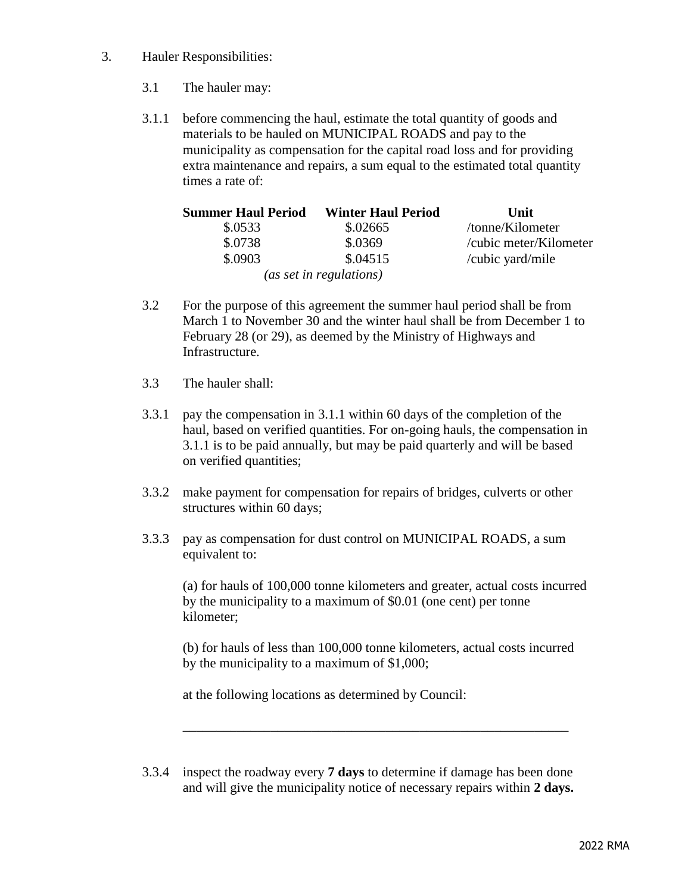3. Hauler Responsibilities:

3.1 The hauler may:

3.1.1 before commencing the haul, estimate the total quantity of goods and materials to be hauled on MUNICIPAL ROADS and pay to the municipality as compensation for the capital road loss and for providing extra maintenance and repairs, a sum equal to the estimated total quantity times a rate of:

| **Summer Haul Period** | **Winter Haul Period** | **Unit** |
|---|---|---|
| \$.0533 | \$.02665 | /tonne/Kilometer |
| \$.0738 | \$.0369 | /cubic meter/Kilometer |
| \$.0903 | \$.04515 | /cubic yard/mile |

*(as set in regulations)*

3.2 For the purpose of this agreement the summer haul period shall be from March 1 to November 30 and the winter haul shall be from December 1 to February 28 (or 29), as deemed by the Ministry of Highways and Infrastructure.

3.3 The hauler shall:

3.3.1 pay the compensation in 3.1.1 within 60 days of the completion of the haul, based on verified quantities. For on-going hauls, the compensation in 3.1.1 is to be paid annually, but may be paid quarterly and will be based on verified quantities;

3.3.2 make payment for compensation for repairs of bridges, culverts or other structures within 60 days;

3.3.3 pay as compensation for dust control on MUNICIPAL ROADS, a sum equivalent to:

(a) for hauls of 100,000 tonne kilometers and greater, actual costs incurred by the municipality to a maximum of \$0.01 (one cent) per tonne kilometer;

(b) for hauls of less than 100,000 tonne kilometers, actual costs incurred by the municipality to a maximum of \$1,000;

at the following locations as determined by Council:

\_\_\_\_\_\_\_\_\_\_\_\_\_\_\_\_\_\_\_\_\_\_\_\_\_\_\_\_\_\_\_\_\_\_\_\_\_\_\_\_\_\_\_\_\_\_\_\_\_\_\_\_\_\_\_\_\_\_

3.3.4 inspect the roadway every **7 days** to determine if damage has been done and will give the municipality notice of necessary repairs within **2 days.**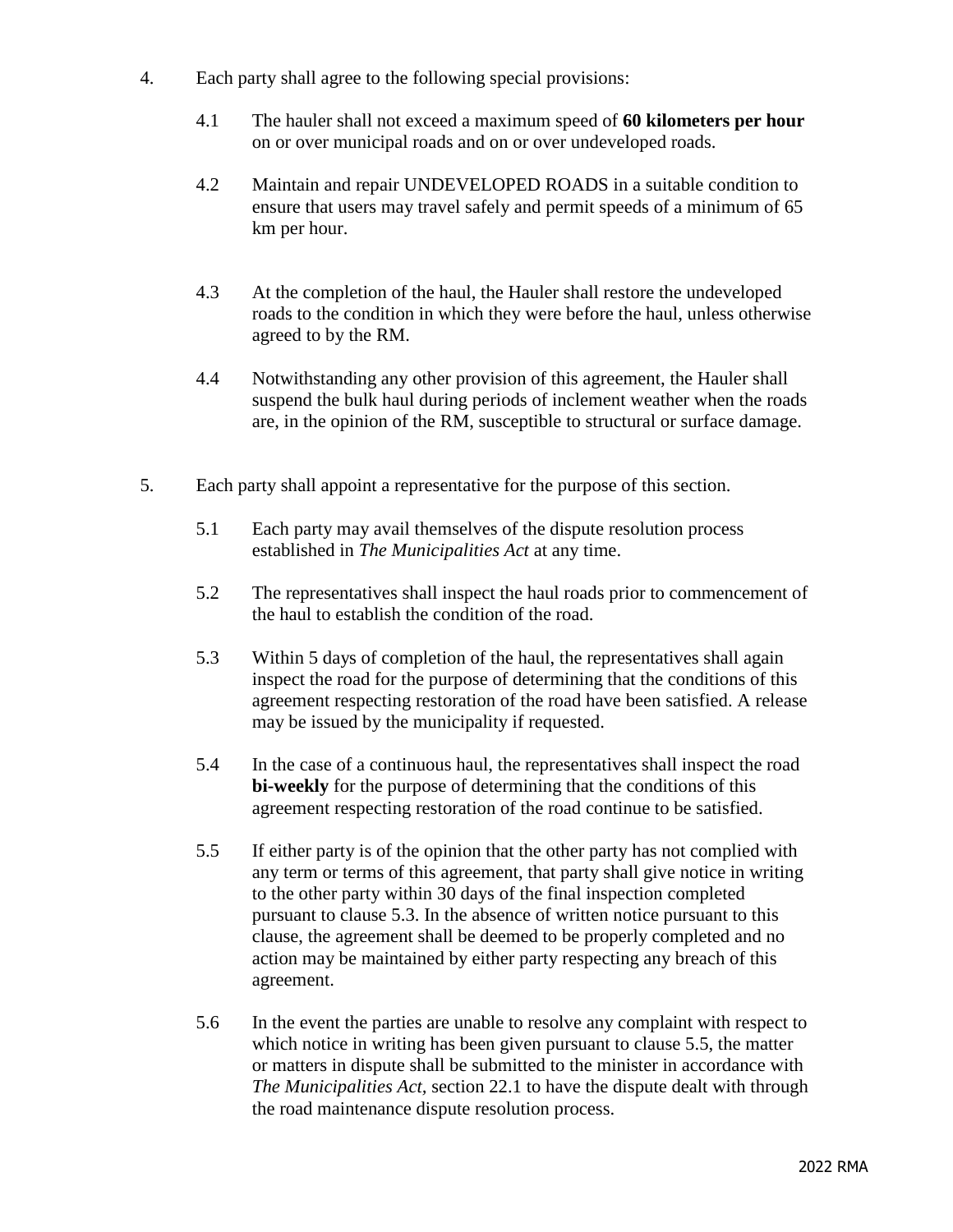4. Each party shall agree to the following special provisions:

   4.1 The hauler shall not exceed a maximum speed of **60 kilometers per hour** on or over municipal roads and on or over undeveloped roads.

   4.2 Maintain and repair UNDEVELOPED ROADS in a suitable condition to ensure that users may travel safely and permit speeds of a minimum of 65 km per hour.

   4.3 At the completion of the haul, the Hauler shall restore the undeveloped roads to the condition in which they were before the haul, unless otherwise agreed to by the RM.

   4.4 Notwithstanding any other provision of this agreement, the Hauler shall suspend the bulk haul during periods of inclement weather when the roads are, in the opinion of the RM, susceptible to structural or surface damage.

5. Each party shall appoint a representative for the purpose of this section.

   5.1 Each party may avail themselves of the dispute resolution process established in *The Municipalities Act* at any time.

   5.2 The representatives shall inspect the haul roads prior to commencement of the haul to establish the condition of the road.

   5.3 Within 5 days of completion of the haul, the representatives shall again inspect the road for the purpose of determining that the conditions of this agreement respecting restoration of the road have been satisfied. A release may be issued by the municipality if requested.

   5.4 In the case of a continuous haul, the representatives shall inspect the road **bi-weekly** for the purpose of determining that the conditions of this agreement respecting restoration of the road continue to be satisfied.

   5.5 If either party is of the opinion that the other party has not complied with any term or terms of this agreement, that party shall give notice in writing to the other party within 30 days of the final inspection completed pursuant to clause 5.3. In the absence of written notice pursuant to this clause, the agreement shall be deemed to be properly completed and no action may be maintained by either party respecting any breach of this agreement.

   5.6 In the event the parties are unable to resolve any complaint with respect to which notice in writing has been given pursuant to clause 5.5, the matter or matters in dispute shall be submitted to the minister in accordance with *The Municipalities Act*, section 22.1 to have the dispute dealt with through the road maintenance dispute resolution process.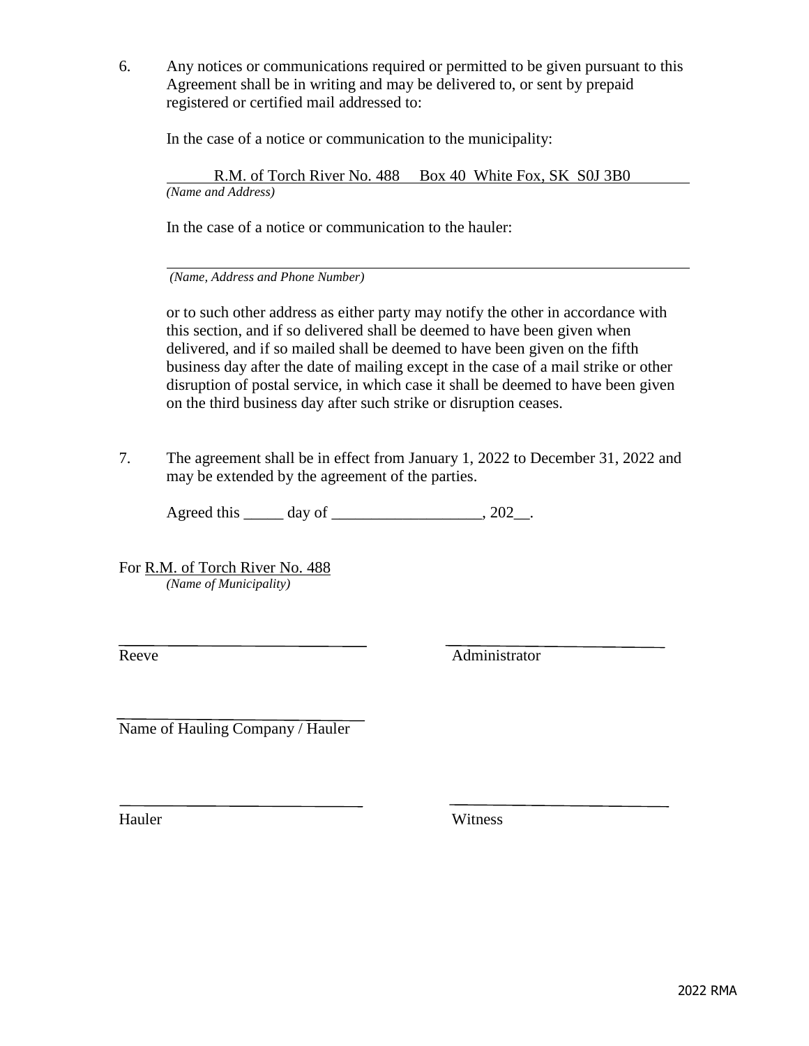6. Any notices or communications required or permitted to be given pursuant to this Agreement shall be in writing and may be delivered to, or sent by prepaid registered or certified mail addressed to:

   In the case of a notice or communication to the municipality:

   R.M. of Torch River No. 488     Box 40  White Fox, SK  S0J 3B0
   *(Name and Address)*

   In the case of a notice or communication to the hauler:

   ______________________________________________________________
   *(Name, Address and Phone Number)*

   or to such other address as either party may notify the other in accordance with this section, and if so delivered shall be deemed to have been given when delivered, and if so mailed shall be deemed to have been given on the fifth business day after the date of mailing except in the case of a mail strike or other disruption of postal service, in which case it shall be deemed to have been given on the third business day after such strike or disruption ceases.

7. The agreement shall be in effect from January 1, 2022 to December 31, 2022 and may be extended by the agreement of the parties.

   Agreed this _____ day of __________________, 202__.

For R.M. of Torch River No. 488
*(Name of Municipality)*

______________________________          ______________________________
Reeve                                    Administrator

______________________________
Name of Hauling Company / Hauler

______________________________          ______________________________
Hauler                                   Witness

2022 RMA